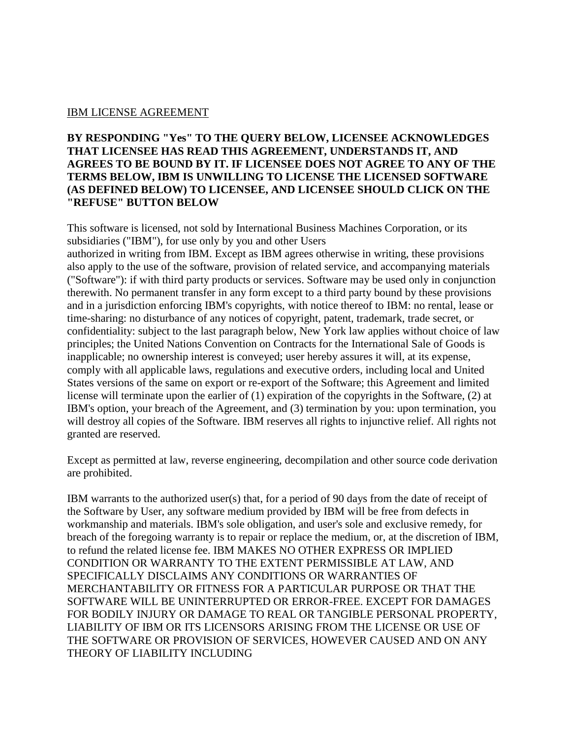IBM LICENSE AGREEMENT

**BY RESPONDING "Yes" TO THE QUERY BELOW, LICENSEE ACKNOWLEDGES THAT LICENSEE HAS READ THIS AGREEMENT, UNDERSTANDS IT, AND AGREES TO BE BOUND BY IT. IF LICENSEE DOES NOT AGREE TO ANY OF THE TERMS BELOW, IBM IS UNWILLING TO LICENSE THE LICENSED SOFTWARE (AS DEFINED BELOW) TO LICENSEE, AND LICENSEE SHOULD CLICK ON THE "REFUSE" BUTTON BELOW**

This software is licensed, not sold by International Business Machines Corporation, or its subsidiaries ("IBM"), for use only by you and other Users authorized in writing from IBM. Except as IBM agrees otherwise in writing, these provisions also apply to the use of the software, provision of related service, and accompanying materials ("Software"): if with third party products or services. Software may be used only in conjunction therewith. No permanent transfer in any form except to a third party bound by these provisions and in a jurisdiction enforcing IBM's copyrights, with notice thereof to IBM: no rental, lease or time-sharing: no disturbance of any notices of copyright, patent, trademark, trade secret, or confidentiality: subject to the last paragraph below, New York law applies without choice of law principles; the United Nations Convention on Contracts for the International Sale of Goods is inapplicable; no ownership interest is conveyed; user hereby assures it will, at its expense, comply with all applicable laws, regulations and executive orders, including local and United States versions of the same on export or re-export of the Software; this Agreement and limited license will terminate upon the earlier of (1) expiration of the copyrights in the Software, (2) at IBM's option, your breach of the Agreement, and (3) termination by you: upon termination, you will destroy all copies of the Software. IBM reserves all rights to injunctive relief. All rights not granted are reserved.

Except as permitted at law, reverse engineering, decompilation and other source code derivation are prohibited.

IBM warrants to the authorized user(s) that, for a period of 90 days from the date of receipt of the Software by User, any software medium provided by IBM will be free from defects in workmanship and materials. IBM's sole obligation, and user's sole and exclusive remedy, for breach of the foregoing warranty is to repair or replace the medium, or, at the discretion of IBM, to refund the related license fee. IBM MAKES NO OTHER EXPRESS OR IMPLIED CONDITION OR WARRANTY TO THE EXTENT PERMISSIBLE AT LAW, AND SPECIFICALLY DISCLAIMS ANY CONDITIONS OR WARRANTIES OF MERCHANTABILITY OR FITNESS FOR A PARTICULAR PURPOSE OR THAT THE SOFTWARE WILL BE UNINTERRUPTED OR ERROR-FREE. EXCEPT FOR DAMAGES FOR BODILY INJURY OR DAMAGE TO REAL OR TANGIBLE PERSONAL PROPERTY, LIABILITY OF IBM OR ITS LICENSORS ARISING FROM THE LICENSE OR USE OF THE SOFTWARE OR PROVISION OF SERVICES, HOWEVER CAUSED AND ON ANY THEORY OF LIABILITY INCLUDING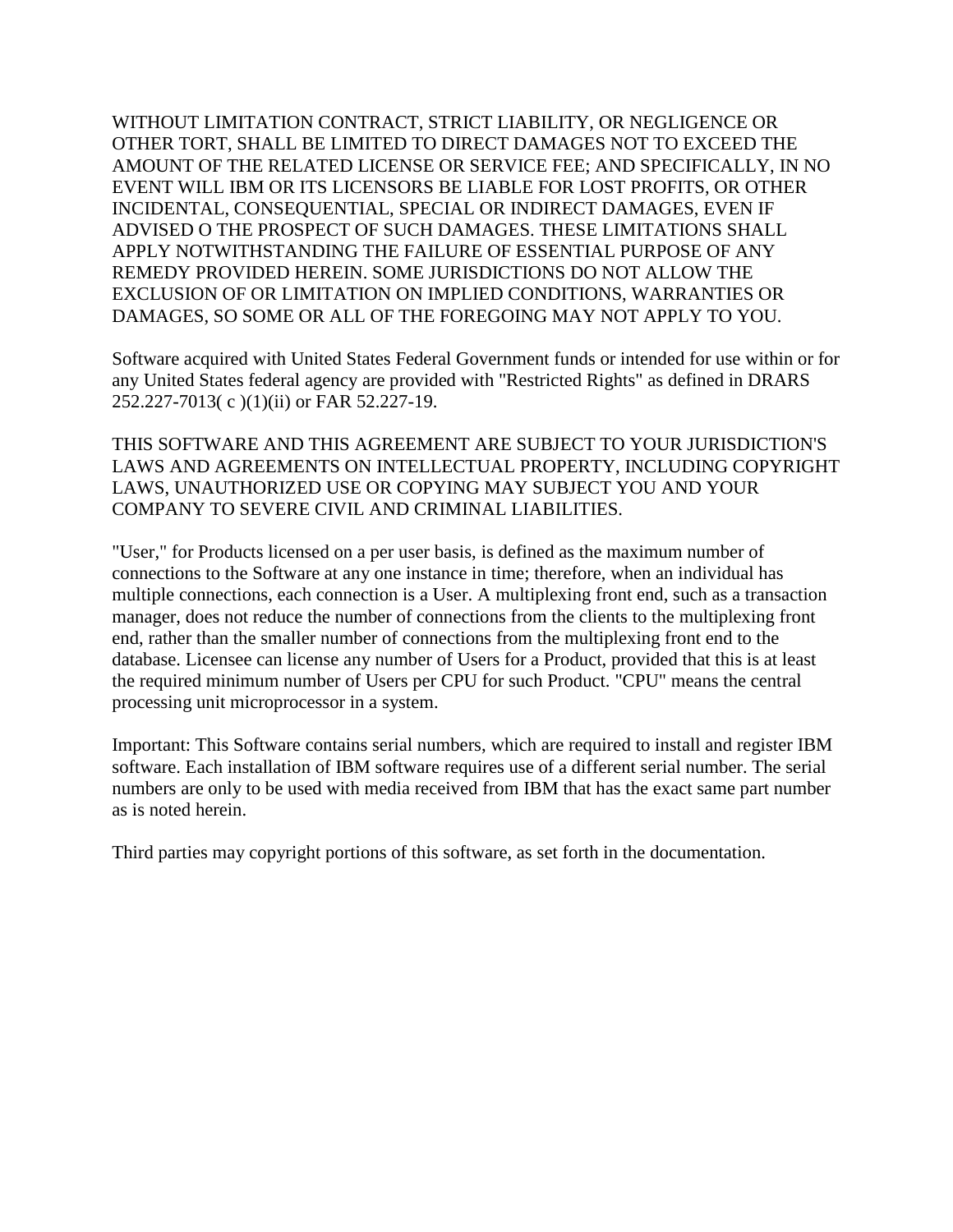WITHOUT LIMITATION CONTRACT, STRICT LIABILITY, OR NEGLIGENCE OR OTHER TORT, SHALL BE LIMITED TO DIRECT DAMAGES NOT TO EXCEED THE AMOUNT OF THE RELATED LICENSE OR SERVICE FEE; AND SPECIFICALLY, IN NO EVENT WILL IBM OR ITS LICENSORS BE LIABLE FOR LOST PROFITS, OR OTHER INCIDENTAL, CONSEQUENTIAL, SPECIAL OR INDIRECT DAMAGES, EVEN IF ADVISED O THE PROSPECT OF SUCH DAMAGES. THESE LIMITATIONS SHALL APPLY NOTWITHSTANDING THE FAILURE OF ESSENTIAL PURPOSE OF ANY REMEDY PROVIDED HEREIN. SOME JURISDICTIONS DO NOT ALLOW THE EXCLUSION OF OR LIMITATION ON IMPLIED CONDITIONS, WARRANTIES OR DAMAGES, SO SOME OR ALL OF THE FOREGOING MAY NOT APPLY TO YOU.

Software acquired with United States Federal Government funds or intended for use within or for any United States federal agency are provided with "Restricted Rights" as defined in DRARS 252.227-7013( c )(1)(ii) or FAR 52.227-19.

THIS SOFTWARE AND THIS AGREEMENT ARE SUBJECT TO YOUR JURISDICTION'S LAWS AND AGREEMENTS ON INTELLECTUAL PROPERTY, INCLUDING COPYRIGHT LAWS, UNAUTHORIZED USE OR COPYING MAY SUBJECT YOU AND YOUR COMPANY TO SEVERE CIVIL AND CRIMINAL LIABILITIES.

"User," for Products licensed on a per user basis, is defined as the maximum number of connections to the Software at any one instance in time; therefore, when an individual has multiple connections, each connection is a User. A multiplexing front end, such as a transaction manager, does not reduce the number of connections from the clients to the multiplexing front end, rather than the smaller number of connections from the multiplexing front end to the database. Licensee can license any number of Users for a Product, provided that this is at least the required minimum number of Users per CPU for such Product. "CPU" means the central processing unit microprocessor in a system.

Important: This Software contains serial numbers, which are required to install and register IBM software. Each installation of IBM software requires use of a different serial number. The serial numbers are only to be used with media received from IBM that has the exact same part number as is noted herein.

Third parties may copyright portions of this software, as set forth in the documentation.